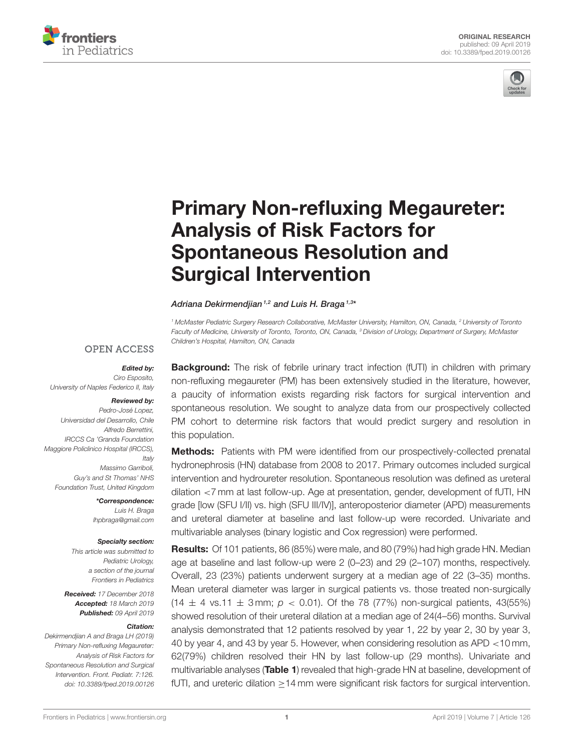ORIGINAL RESEARCH
published: 09 April 2019
doi: 10.3389/fped.2019.00126

# Primary Non-refluxing Megaureter: Analysis of Risk Factors for Spontaneous Resolution and Surgical Intervention

*Adriana Dekirmendjian*[1,2] *and Luis H. Braga*[1,3*]

[1] *McMaster Pediatric Surgery Research Collaborative, McMaster University, Hamilton, ON, Canada,* [2] *University of Toronto Faculty of Medicine, University of Toronto, Toronto, ON, Canada,* [3] *Division of Urology, Department of Surgery, McMaster Children's Hospital, Hamilton, ON, Canada*

OPEN ACCESS

***Edited by:***
*Ciro Esposito,*
*University of Naples Federico II, Italy*

***Reviewed by:***
*Pedro-José Lopez,*
*Universidad del Desarrollo, Chile*
*Alfredo Berrettini,*
*IRCCS Ca 'Granda Foundation Maggiore Policlinico Hospital (IRCCS), Italy*
*Massimo Garriboli,*
*Guy's and St Thomas' NHS Foundation Trust, United Kingdom*

***\*Correspondence:***
*Luis H. Braga*
*lhpbraga@gmail.com*

***Specialty section:***
*This article was submitted to Pediatric Urology, a section of the journal Frontiers in Pediatrics*

***Received:*** *17 December 2018*
***Accepted:*** *18 March 2019*
***Published:*** *09 April 2019*

***Citation:***
*Dekirmendjian A and Braga LH (2019) Primary Non-refluxing Megaureter: Analysis of Risk Factors for Spontaneous Resolution and Surgical Intervention. Front. Pediatr. 7:126. doi: 10.3389/fped.2019.00126*

**Background:** The risk of febrile urinary tract infection (fUTI) in children with primary non-refluxing megaureter (PM) has been extensively studied in the literature, however, a paucity of information exists regarding risk factors for surgical intervention and spontaneous resolution. We sought to analyze data from our prospectively collected PM cohort to determine risk factors that would predict surgery and resolution in this population.

**Methods:** Patients with PM were identified from our prospectively-collected prenatal hydronephrosis (HN) database from 2008 to 2017. Primary outcomes included surgical intervention and hydroureter resolution. Spontaneous resolution was defined as ureteral dilation <7 mm at last follow-up. Age at presentation, gender, development of fUTI, HN grade [low (SFU I/II) vs. high (SFU III/IV)], anteroposterior diameter (APD) measurements and ureteral diameter at baseline and last follow-up were recorded. Univariate and multivariable analyses (binary logistic and Cox regression) were performed.

**Results:** Of 101 patients, 86 (85%) were male, and 80 (79%) had high grade HN. Median age at baseline and last follow-up were 2 (0–23) and 29 (2–107) months, respectively. Overall, 23 (23%) patients underwent surgery at a median age of 22 (3–35) months. Mean ureteral diameter was larger in surgical patients vs. those treated non-surgically (14 ± 4 vs.11 ± 3 mm; $p < 0.01$). Of the 78 (77%) non-surgical patients, 43(55%) showed resolution of their ureteral dilation at a median age of 24(4–56) months. Survival analysis demonstrated that 12 patients resolved by year 1, 22 by year 2, 30 by year 3, 40 by year 4, and 43 by year 5. However, when considering resolution as APD <10 mm, 62(79%) children resolved their HN by last follow-up (29 months). Univariate and multivariable analyses (**Table 1**) revealed that high-grade HN at baseline, development of fUTI, and ureteric dilation ≥14 mm were significant risk factors for surgical intervention.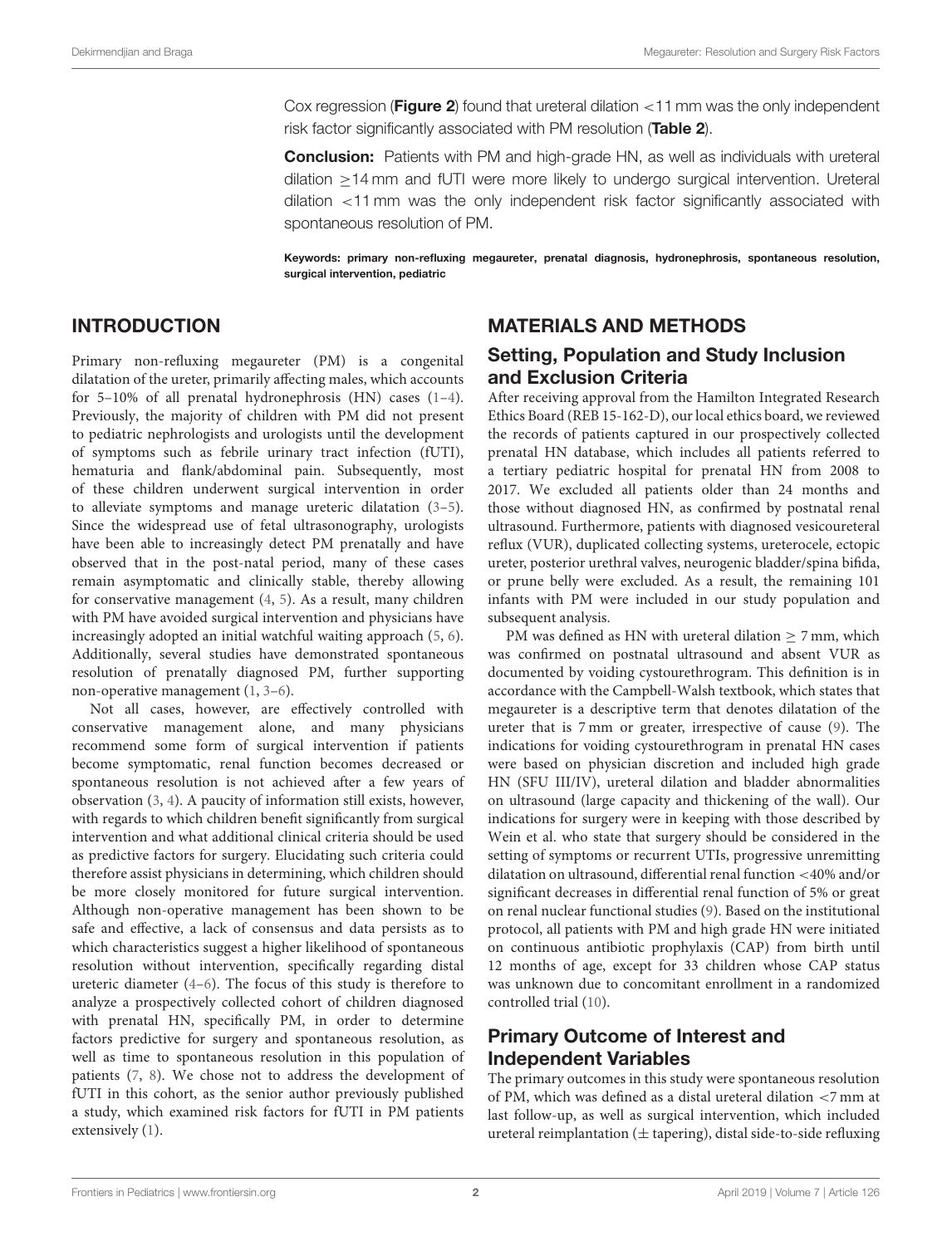Cox regression (**Figure 2**) found that ureteral dilation <11 mm was the only independent risk factor significantly associated with PM resolution (**Table 2**).

**Conclusion:** Patients with PM and high-grade HN, as well as individuals with ureteral dilation ≥14 mm and fUTI were more likely to undergo surgical intervention. Ureteral dilation <11 mm was the only independent risk factor significantly associated with spontaneous resolution of PM.

**Keywords: primary non-refluxing megaureter, prenatal diagnosis, hydronephrosis, spontaneous resolution, surgical intervention, pediatric**

## INTRODUCTION

Primary non-refluxing megaureter (PM) is a congenital dilatation of the ureter, primarily affecting males, which accounts for 5–10% of all prenatal hydronephrosis (HN) cases (1–4). Previously, the majority of children with PM did not present to pediatric nephrologists and urologists until the development of symptoms such as febrile urinary tract infection (fUTI), hematuria and flank/abdominal pain. Subsequently, most of these children underwent surgical intervention in order to alleviate symptoms and manage ureteric dilatation (3–5). Since the widespread use of fetal ultrasonography, urologists have been able to increasingly detect PM prenatally and have observed that in the post-natal period, many of these cases remain asymptomatic and clinically stable, thereby allowing for conservative management (4, 5). As a result, many children with PM have avoided surgical intervention and physicians have increasingly adopted an initial watchful waiting approach (5, 6). Additionally, several studies have demonstrated spontaneous resolution of prenatally diagnosed PM, further supporting non-operative management (1, 3–6).

Not all cases, however, are effectively controlled with conservative management alone, and many physicians recommend some form of surgical intervention if patients become symptomatic, renal function becomes decreased or spontaneous resolution is not achieved after a few years of observation (3, 4). A paucity of information still exists, however, with regards to which children benefit significantly from surgical intervention and what additional clinical criteria should be used as predictive factors for surgery. Elucidating such criteria could therefore assist physicians in determining, which children should be more closely monitored for future surgical intervention. Although non-operative management has been shown to be safe and effective, a lack of consensus and data persists as to which characteristics suggest a higher likelihood of spontaneous resolution without intervention, specifically regarding distal ureteric diameter (4–6). The focus of this study is therefore to analyze a prospectively collected cohort of children diagnosed with prenatal HN, specifically PM, in order to determine factors predictive for surgery and spontaneous resolution, as well as time to spontaneous resolution in this population of patients (7, 8). We chose not to address the development of fUTI in this cohort, as the senior author previously published a study, which examined risk factors for fUTI in PM patients extensively (1).

## MATERIALS AND METHODS

### Setting, Population and Study Inclusion and Exclusion Criteria

After receiving approval from the Hamilton Integrated Research Ethics Board (REB 15-162-D), our local ethics board, we reviewed the records of patients captured in our prospectively collected prenatal HN database, which includes all patients referred to a tertiary pediatric hospital for prenatal HN from 2008 to 2017. We excluded all patients older than 24 months and those without diagnosed HN, as confirmed by postnatal renal ultrasound. Furthermore, patients with diagnosed vesicoureteral reflux (VUR), duplicated collecting systems, ureterocele, ectopic ureter, posterior urethral valves, neurogenic bladder/spina bifida, or prune belly were excluded. As a result, the remaining 101 infants with PM were included in our study population and subsequent analysis.

PM was defined as HN with ureteral dilation ≥ 7 mm, which was confirmed on postnatal ultrasound and absent VUR as documented by voiding cystourethrogram. This definition is in accordance with the Campbell-Walsh textbook, which states that megaureter is a descriptive term that denotes dilatation of the ureter that is 7 mm or greater, irrespective of cause (9). The indications for voiding cystourethrogram in prenatal HN cases were based on physician discretion and included high grade HN (SFU III/IV), ureteral dilation and bladder abnormalities on ultrasound (large capacity and thickening of the wall). Our indications for surgery were in keeping with those described by Wein et al. who state that surgery should be considered in the setting of symptoms or recurrent UTIs, progressive unremitting dilatation on ultrasound, differential renal function <40% and/or significant decreases in differential renal function of 5% or great on renal nuclear functional studies (9). Based on the institutional protocol, all patients with PM and high grade HN were initiated on continuous antibiotic prophylaxis (CAP) from birth until 12 months of age, except for 33 children whose CAP status was unknown due to concomitant enrollment in a randomized controlled trial (10).

### Primary Outcome of Interest and Independent Variables

The primary outcomes in this study were spontaneous resolution of PM, which was defined as a distal ureteral dilation <7 mm at last follow-up, as well as surgical intervention, which included ureteral reimplantation (± tapering), distal side-to-side refluxing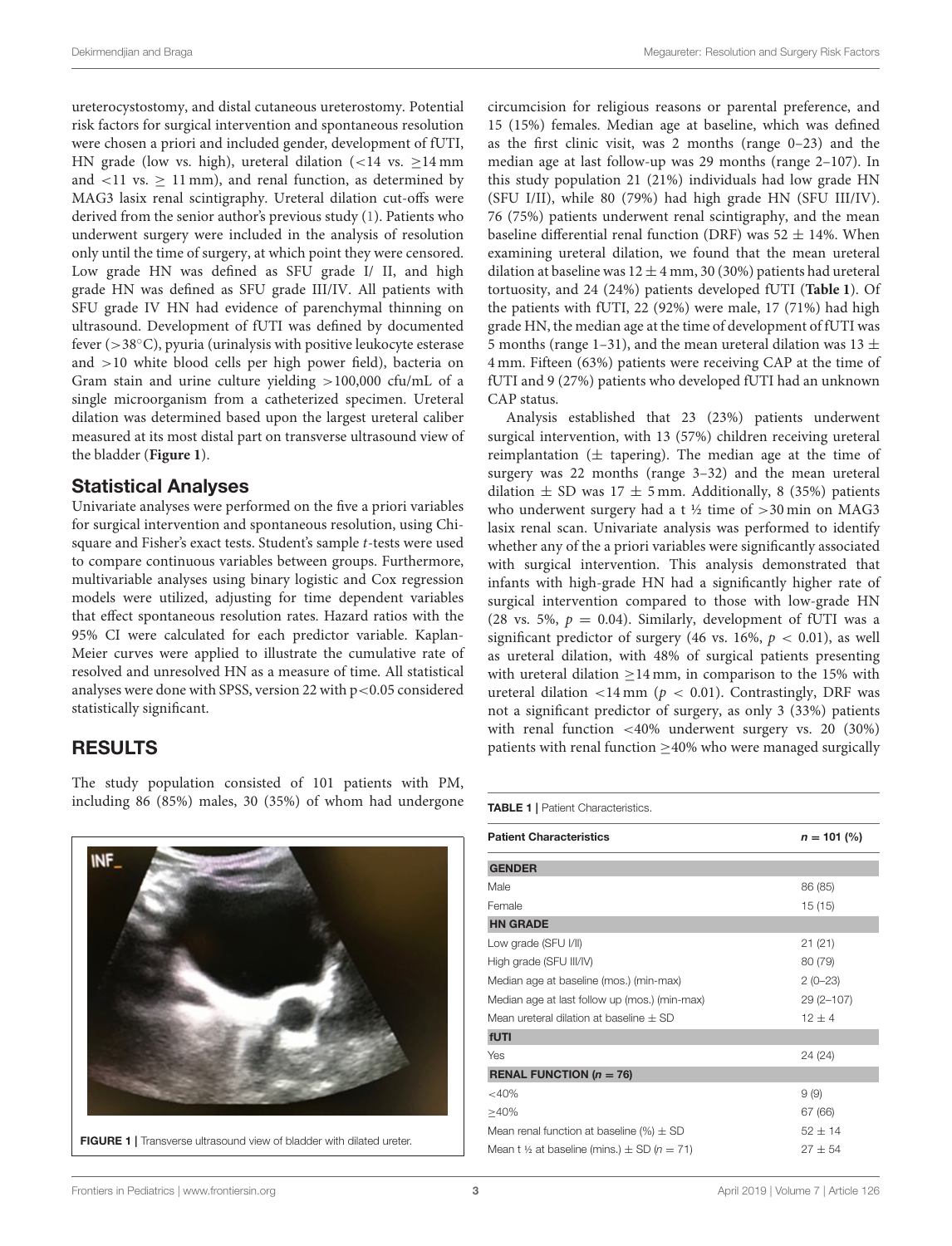ureterocystostomy, and distal cutaneous ureterostomy. Potential risk factors for surgical intervention and spontaneous resolution were chosen a priori and included gender, development of fUTI, HN grade (low vs. high), ureteral dilation (<14 vs. ≥14 mm and <11 vs. ≥ 11 mm), and renal function, as determined by MAG3 lasix renal scintigraphy. Ureteral dilation cut-offs were derived from the senior author's previous study (1). Patients who underwent surgery were included in the analysis of resolution only until the time of surgery, at which point they were censored. Low grade HN was defined as SFU grade I/ II, and high grade HN was defined as SFU grade III/IV. All patients with SFU grade IV HN had evidence of parenchymal thinning on ultrasound. Development of fUTI was defined by documented fever (>38°C), pyuria (urinalysis with positive leukocyte esterase and >10 white blood cells per high power field), bacteria on Gram stain and urine culture yielding >100,000 cfu/mL of a single microorganism from a catheterized specimen. Ureteral dilation was determined based upon the largest ureteral caliber measured at its most distal part on transverse ultrasound view of the bladder (**Figure 1**).

## Statistical Analyses

Univariate analyses were performed on the five a priori variables for surgical intervention and spontaneous resolution, using Chi-square and Fisher's exact tests. Student's sample *t*-tests were used to compare continuous variables between groups. Furthermore, multivariable analyses using binary logistic and Cox regression models were utilized, adjusting for time dependent variables that effect spontaneous resolution rates. Hazard ratios with the 95% CI were calculated for each predictor variable. Kaplan-Meier curves were applied to illustrate the cumulative rate of resolved and unresolved HN as a measure of time. All statistical analyses were done with SPSS, version 22 with $p<0.05$ considered statistically significant.

# RESULTS

The study population consisted of 101 patients with PM, including 86 (85%) males, 30 (35%) of whom had undergone circumcision for religious reasons or parental preference, and 15 (15%) females. Median age at baseline, which was defined as the first clinic visit, was 2 months (range 0–23) and the median age at last follow-up was 29 months (range 2–107). In this study population 21 (21%) individuals had low grade HN (SFU I/II), while 80 (79%) had high grade HN (SFU III/IV). 76 (75%) patients underwent renal scintigraphy, and the mean baseline differential renal function (DRF) was 52 ± 14%. When examining ureteral dilation, we found that the mean ureteral dilation at baseline was 12 ± 4 mm, 30 (30%) patients had ureteral tortuosity, and 24 (24%) patients developed fUTI (**Table 1**). Of the patients with fUTI, 22 (92%) were male, 17 (71%) had high grade HN, the median age at the time of development of fUTI was 5 months (range 1–31), and the mean ureteral dilation was 13 ± 4 mm. Fifteen (63%) patients were receiving CAP at the time of fUTI and 9 (27%) patients who developed fUTI had an unknown CAP status.

Analysis established that 23 (23%) patients underwent surgical intervention, with 13 (57%) children receiving ureteral reimplantation (± tapering). The median age at the time of surgery was 22 months (range 3–32) and the mean ureteral dilation ± SD was 17 ± 5 mm. Additionally, 8 (35%) patients who underwent surgery had a t ½ time of >30 min on MAG3 lasix renal scan. Univariate analysis was performed to identify whether any of the a priori variables were significantly associated with surgical intervention. This analysis demonstrated that infants with high-grade HN had a significantly higher rate of surgical intervention compared to those with low-grade HN (28 vs. 5%, $p = 0.04$). Similarly, development of fUTI was a significant predictor of surgery (46 vs. 16%, $p < 0.01$), as well as ureteral dilation, with 48% of surgical patients presenting with ureteral dilation ≥14 mm, in comparison to the 15% with ureteral dilation <14 mm ($p < 0.01$). Contrastingly, DRF was not a significant predictor of surgery, as only 3 (33%) patients with renal function <40% underwent surgery vs. 20 (30%) patients with renal function ≥40% who were managed surgically

FIGURE 1 | Transverse ultrasound view of bladder with dilated ureter.

**TABLE 1** | Patient Characteristics.

| Patient Characteristics | $n = 101$ (%) |
|---|---|
| **GENDER** | |
| Male | 86 (85) |
| Female | 15 (15) |
| **HN GRADE** | |
| Low grade (SFU I/II) | 21 (21) |
| High grade (SFU III/IV) | 80 (79) |
| Median age at baseline (mos.) (min-max) | 2 (0–23) |
| Median age at last follow up (mos.) (min-max) | 29 (2–107) |
| Mean ureteral dilation at baseline ± SD | 12 ± 4 |
| **fUTI** | |
| Yes | 24 (24) |
| **RENAL FUNCTION ($n = 76$)** | |
| <40% | 9 (9) |
| ≥40% | 67 (66) |
| Mean renal function at baseline (%) ± SD | 52 ± 14 |
| Mean t ½ at baseline (mins.) ± SD ($n = 71$) | 27 ± 54 |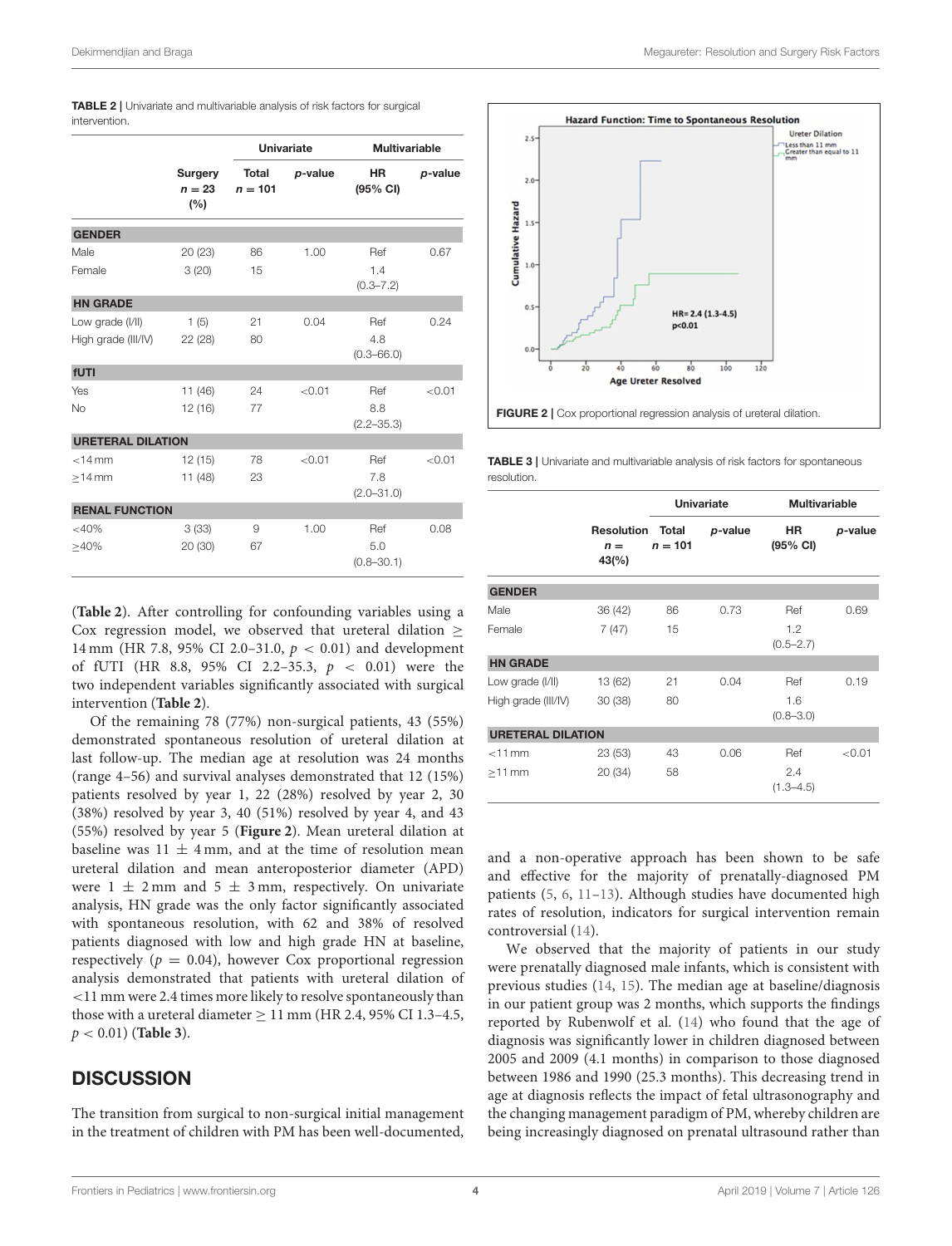**TABLE 2 |** Univariate and multivariable analysis of risk factors for surgical intervention.

| | Surgery $n = 23$ (%) | Univariate Total $n = 101$ | Univariate $p$-value | Multivariable HR (95% CI) | Multivariable $p$-value |
|---|---|---|---|---|---|
| **GENDER** | | | | | |
| Male | 20 (23) | 86 | 1.00 | Ref | 0.67 |
| Female | 3 (20) | 15 | | 1.4 (0.3–7.2) | |
| **HN GRADE** | | | | | |
| Low grade (I/II) | 1 (5) | 21 | 0.04 | Ref | 0.24 |
| High grade (III/IV) | 22 (28) | 80 | | 4.8 (0.3–66.0) | |
| **fUTI** | | | | | |
| Yes | 11 (46) | 24 | <0.01 | Ref | <0.01 |
| No | 12 (16) | 77 | | 8.8 (2.2–35.3) | |
| **URETERAL DILATION** | | | | | |
| <14 mm | 12 (15) | 78 | <0.01 | Ref | <0.01 |
| ≥14 mm | 11 (48) | 23 | | 7.8 (2.0–31.0) | |
| **RENAL FUNCTION** | | | | | |
| <40% | 3 (33) | 9 | 1.00 | Ref | 0.08 |
| ≥40% | 20 (30) | 67 | | 5.0 (0.8–30.1) | |

(**Table 2**). After controlling for confounding variables using a Cox regression model, we observed that ureteral dilation ≥ 14 mm (HR 7.8, 95% CI 2.0–31.0, $p < 0.01$) and development of fUTI (HR 8.8, 95% CI 2.2–35.3, $p < 0.01$) were the two independent variables significantly associated with surgical intervention (**Table 2**).

Of the remaining 78 (77%) non-surgical patients, 43 (55%) demonstrated spontaneous resolution of ureteral dilation at last follow-up. The median age at resolution was 24 months (range 4–56) and survival analyses demonstrated that 12 (15%) patients resolved by year 1, 22 (28%) resolved by year 2, 30 (38%) resolved by year 3, 40 (51%) resolved by year 4, and 43 (55%) resolved by year 5 (**Figure 2**). Mean ureteral dilation at baseline was 11 ± 4 mm, and at the time of resolution mean ureteral dilation and mean anteroposterior diameter (APD) were 1 ± 2 mm and 5 ± 3 mm, respectively. On univariate analysis, HN grade was the only factor significantly associated with spontaneous resolution, with 62 and 38% of resolved patients diagnosed with low and high grade HN at baseline, respectively ($p = 0.04$), however Cox proportional regression analysis demonstrated that patients with ureteral dilation of <11 mm were 2.4 times more likely to resolve spontaneously than those with a ureteral diameter ≥ 11 mm (HR 2.4, 95% CI 1.3–4.5, $p < 0.01$) (**Table 3**).

**FIGURE 2 |** Cox proportional regression analysis of ureteral dilation.

**TABLE 3 |** Univariate and multivariable analysis of risk factors for spontaneous resolution.

| | Resolution $n = 43$(%) | Univariate Total $n = 101$ | Univariate $p$-value | Multivariable HR (95% CI) | Multivariable $p$-value |
|---|---|---|---|---|---|
| **GENDER** | | | | | |
| Male | 36 (42) | 86 | 0.73 | Ref | 0.69 |
| Female | 7 (47) | 15 | | 1.2 (0.5–2.7) | |
| **HN GRADE** | | | | | |
| Low grade (I/II) | 13 (62) | 21 | 0.04 | Ref | 0.19 |
| High grade (III/IV) | 30 (38) | 80 | | 1.6 (0.8–3.0) | |
| **URETERAL DILATION** | | | | | |
| <11 mm | 23 (53) | 43 | 0.06 | Ref | <0.01 |
| ≥11 mm | 20 (34) | 58 | | 2.4 (1.3–4.5) | |

## DISCUSSION

The transition from surgical to non-surgical initial management in the treatment of children with PM has been well-documented, and a non-operative approach has been shown to be safe and effective for the majority of prenatally-diagnosed PM patients (5, 6, 11–13). Although studies have documented high rates of resolution, indicators for surgical intervention remain controversial (14).

We observed that the majority of patients in our study were prenatally diagnosed male infants, which is consistent with previous studies (14, 15). The median age at baseline/diagnosis in our patient group was 2 months, which supports the findings reported by Rubenwolf et al. (14) who found that the age of diagnosis was significantly lower in children diagnosed between 2005 and 2009 (4.1 months) in comparison to those diagnosed between 1986 and 1990 (25.3 months). This decreasing trend in age at diagnosis reflects the impact of fetal ultrasonography and the changing management paradigm of PM, whereby children are being increasingly diagnosed on prenatal ultrasound rather than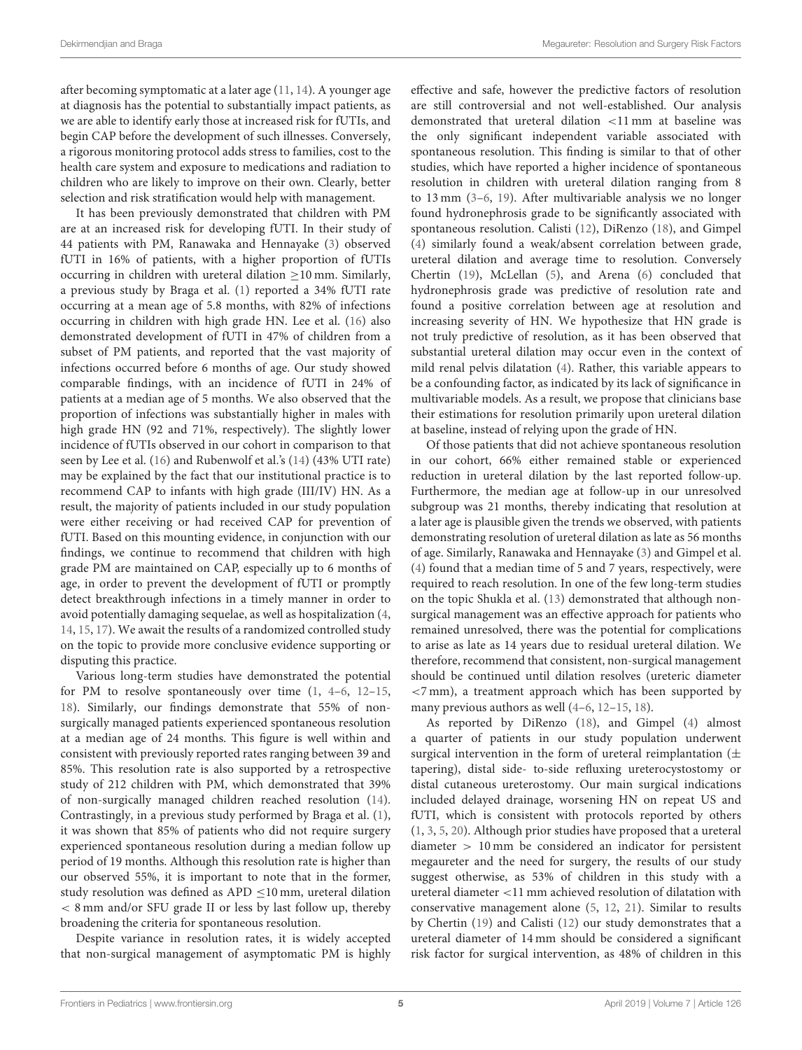after becoming symptomatic at a later age (11, 14). A younger age at diagnosis has the potential to substantially impact patients, as we are able to identify early those at increased risk for fUTIs, and begin CAP before the development of such illnesses. Conversely, a rigorous monitoring protocol adds stress to families, cost to the health care system and exposure to medications and radiation to children who are likely to improve on their own. Clearly, better selection and risk stratification would help with management.

It has been previously demonstrated that children with PM are at an increased risk for developing fUTI. In their study of 44 patients with PM, Ranawaka and Hennayake (3) observed fUTI in 16% of patients, with a higher proportion of fUTIs occurring in children with ureteral dilation ≥10 mm. Similarly, a previous study by Braga et al. (1) reported a 34% fUTI rate occurring at a mean age of 5.8 months, with 82% of infections occurring in children with high grade HN. Lee et al. (16) also demonstrated development of fUTI in 47% of children from a subset of PM patients, and reported that the vast majority of infections occurred before 6 months of age. Our study showed comparable findings, with an incidence of fUTI in 24% of patients at a median age of 5 months. We also observed that the proportion of infections was substantially higher in males with high grade HN (92 and 71%, respectively). The slightly lower incidence of fUTIs observed in our cohort in comparison to that seen by Lee et al. (16) and Rubenwolf et al.'s (14) (43% UTI rate) may be explained by the fact that our institutional practice is to recommend CAP to infants with high grade (III/IV) HN. As a result, the majority of patients included in our study population were either receiving or had received CAP for prevention of fUTI. Based on this mounting evidence, in conjunction with our findings, we continue to recommend that children with high grade PM are maintained on CAP, especially up to 6 months of age, in order to prevent the development of fUTI or promptly detect breakthrough infections in a timely manner in order to avoid potentially damaging sequelae, as well as hospitalization (4, 14, 15, 17). We await the results of a randomized controlled study on the topic to provide more conclusive evidence supporting or disputing this practice.

Various long-term studies have demonstrated the potential for PM to resolve spontaneously over time (1, 4–6, 12–15, 18). Similarly, our findings demonstrate that 55% of non-surgically managed patients experienced spontaneous resolution at a median age of 24 months. This figure is well within and consistent with previously reported rates ranging between 39 and 85%. This resolution rate is also supported by a retrospective study of 212 children with PM, which demonstrated that 39% of non-surgically managed children reached resolution (14). Contrastingly, in a previous study performed by Braga et al. (1), it was shown that 85% of patients who did not require surgery experienced spontaneous resolution during a median follow up period of 19 months. Although this resolution rate is higher than our observed 55%, it is important to note that in the former, study resolution was defined as APD ≤10 mm, ureteral dilation < 8 mm and/or SFU grade II or less by last follow up, thereby broadening the criteria for spontaneous resolution.

Despite variance in resolution rates, it is widely accepted that non-surgical management of asymptomatic PM is highly effective and safe, however the predictive factors of resolution are still controversial and not well-established. Our analysis demonstrated that ureteral dilation <11 mm at baseline was the only significant independent variable associated with spontaneous resolution. This finding is similar to that of other studies, which have reported a higher incidence of spontaneous resolution in children with ureteral dilation ranging from 8 to 13 mm (3–6, 19). After multivariable analysis we no longer found hydronephrosis grade to be significantly associated with spontaneous resolution. Calisti (12), DiRenzo (18), and Gimpel (4) similarly found a weak/absent correlation between grade, ureteral dilation and average time to resolution. Conversely Chertin (19), McLellan (5), and Arena (6) concluded that hydronephrosis grade was predictive of resolution rate and found a positive correlation between age at resolution and increasing severity of HN. We hypothesize that HN grade is not truly predictive of resolution, as it has been observed that substantial ureteral dilation may occur even in the context of mild renal pelvis dilatation (4). Rather, this variable appears to be a confounding factor, as indicated by its lack of significance in multivariable models. As a result, we propose that clinicians base their estimations for resolution primarily upon ureteral dilation at baseline, instead of relying upon the grade of HN.

Of those patients that did not achieve spontaneous resolution in our cohort, 66% either remained stable or experienced reduction in ureteral dilation by the last reported follow-up. Furthermore, the median age at follow-up in our unresolved subgroup was 21 months, thereby indicating that resolution at a later age is plausible given the trends we observed, with patients demonstrating resolution of ureteral dilation as late as 56 months of age. Similarly, Ranawaka and Hennayake (3) and Gimpel et al. (4) found that a median time of 5 and 7 years, respectively, were required to reach resolution. In one of the few long-term studies on the topic Shukla et al. (13) demonstrated that although non-surgical management was an effective approach for patients who remained unresolved, there was the potential for complications to arise as late as 14 years due to residual ureteral dilation. We therefore, recommend that consistent, non-surgical management should be continued until dilation resolves (ureteric diameter <7 mm), a treatment approach which has been supported by many previous authors as well (4–6, 12–15, 18).

As reported by DiRenzo (18), and Gimpel (4) almost a quarter of patients in our study population underwent surgical intervention in the form of ureteral reimplantation (± tapering), distal side- to-side refluxing ureterocystostomy or distal cutaneous ureterostomy. Our main surgical indications included delayed drainage, worsening HN on repeat US and fUTI, which is consistent with protocols reported by others (1, 3, 5, 20). Although prior studies have proposed that a ureteral diameter > 10 mm be considered an indicator for persistent megaureter and the need for surgery, the results of our study suggest otherwise, as 53% of children in this study with a ureteral diameter <11 mm achieved resolution of dilatation with conservative management alone (5, 12, 21). Similar to results by Chertin (19) and Calisti (12) our study demonstrates that a ureteral diameter of 14 mm should be considered a significant risk factor for surgical intervention, as 48% of children in this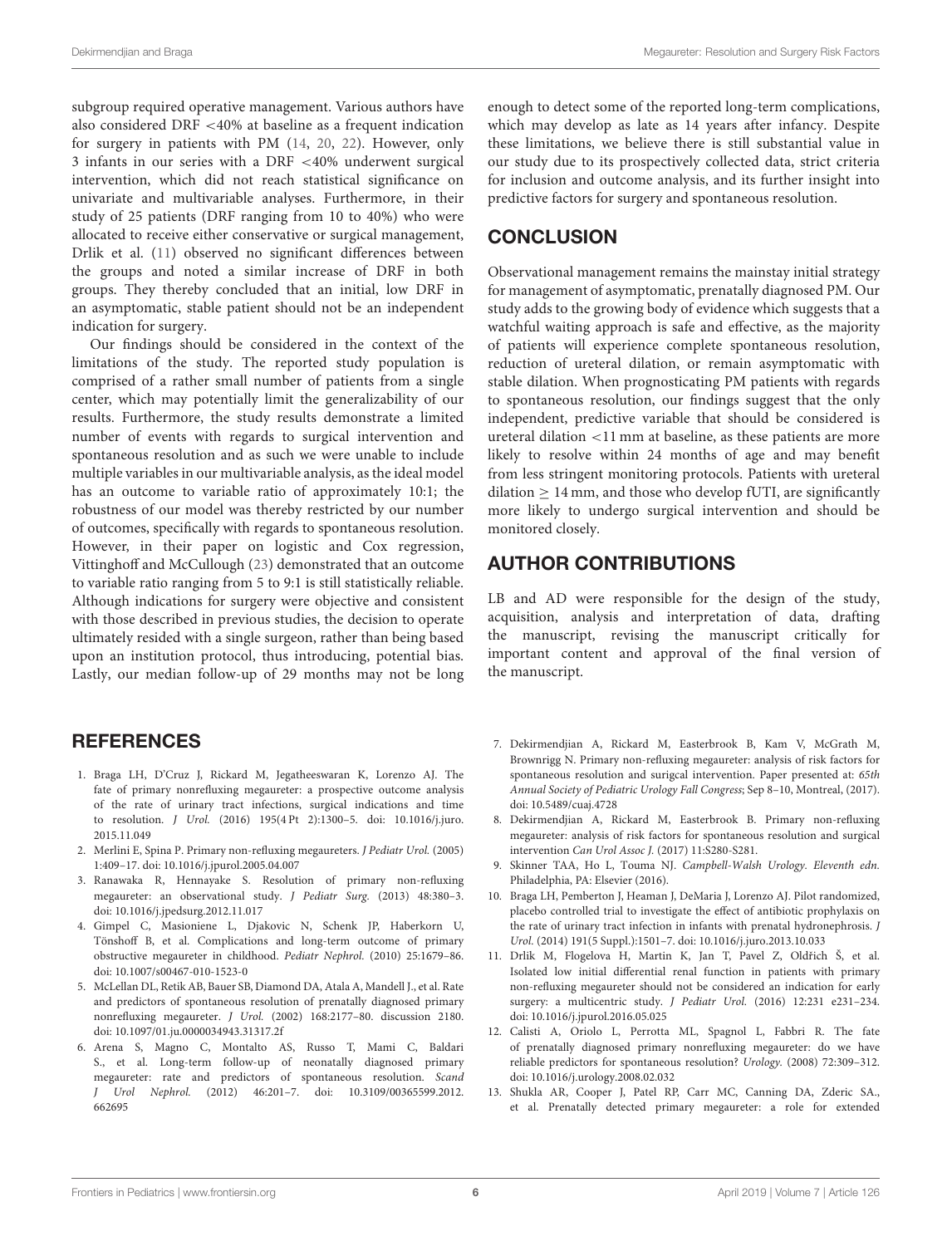subgroup required operative management. Various authors have also considered DRF <40% at baseline as a frequent indication for surgery in patients with PM (14, 20, 22). However, only 3 infants in our series with a DRF <40% underwent surgical intervention, which did not reach statistical significance on univariate and multivariable analyses. Furthermore, in their study of 25 patients (DRF ranging from 10 to 40%) who were allocated to receive either conservative or surgical management, Drlik et al. (11) observed no significant differences between the groups and noted a similar increase of DRF in both groups. They thereby concluded that an initial, low DRF in an asymptomatic, stable patient should not be an independent indication for surgery.

Our findings should be considered in the context of the limitations of the study. The reported study population is comprised of a rather small number of patients from a single center, which may potentially limit the generalizability of our results. Furthermore, the study results demonstrate a limited number of events with regards to surgical intervention and spontaneous resolution and as such we were unable to include multiple variables in our multivariable analysis, as the ideal model has an outcome to variable ratio of approximately 10:1; the robustness of our model was thereby restricted by our number of outcomes, specifically with regards to spontaneous resolution. However, in their paper on logistic and Cox regression, Vittinghoff and McCullough (23) demonstrated that an outcome to variable ratio ranging from 5 to 9:1 is still statistically reliable. Although indications for surgery were objective and consistent with those described in previous studies, the decision to operate ultimately resided with a single surgeon, rather than being based upon an institution protocol, thus introducing, potential bias. Lastly, our median follow-up of 29 months may not be long enough to detect some of the reported long-term complications, which may develop as late as 14 years after infancy. Despite these limitations, we believe there is still substantial value in our study due to its prospectively collected data, strict criteria for inclusion and outcome analysis, and its further insight into predictive factors for surgery and spontaneous resolution.

## CONCLUSION

Observational management remains the mainstay initial strategy for management of asymptomatic, prenatally diagnosed PM. Our study adds to the growing body of evidence which suggests that a watchful waiting approach is safe and effective, as the majority of patients will experience complete spontaneous resolution, reduction of ureteral dilation, or remain asymptomatic with stable dilation. When prognosticating PM patients with regards to spontaneous resolution, our findings suggest that the only independent, predictive variable that should be considered is ureteral dilation <11 mm at baseline, as these patients are more likely to resolve within 24 months of age and may benefit from less stringent monitoring protocols. Patients with ureteral dilation $\geq$ 14 mm, and those who develop fUTI, are significantly more likely to undergo surgical intervention and should be monitored closely.

## AUTHOR CONTRIBUTIONS

LB and AD were responsible for the design of the study, acquisition, analysis and interpretation of data, drafting the manuscript, revising the manuscript critically for important content and approval of the final version of the manuscript.

## REFERENCES

1. Braga LH, D'Cruz J, Rickard M, Jegatheeswaran K, Lorenzo AJ. The fate of primary nonrefluxing megaureter: a prospective outcome analysis of the rate of urinary tract infections, surgical indications and time to resolution. *J Urol.* (2016) 195(4 Pt 2):1300–5. doi: 10.1016/j.juro.2015.11.049
2. Merlini E, Spina P. Primary non-refluxing megaureters. *J Pediatr Urol.* (2005) 1:409–17. doi: 10.1016/j.jpurol.2005.04.007
3. Ranawaka R, Hennayake S. Resolution of primary non-refluxing megaureter: an observational study. *J Pediatr Surg.* (2013) 48:380–3. doi: 10.1016/j.jpedsurg.2012.11.017
4. Gimpel C, Masioniene L, Djakovic N, Schenk JP, Haberkorn U, Tönshoff B, et al. Complications and long-term outcome of primary obstructive megaureter in childhood. *Pediatr Nephrol.* (2010) 25:1679–86. doi: 10.1007/s00467-010-1523-0
5. McLellan DL, Retik AB, Bauer SB, Diamond DA, Atala A, Mandell J., et al. Rate and predictors of spontaneous resolution of prenatally diagnosed primary nonrefluxing megaureter. *J Urol.* (2002) 168:2177–80. discussion 2180. doi: 10.1097/01.ju.0000034943.31317.2f
6. Arena S, Magno C, Montalto AS, Russo T, Mami C, Baldari S., et al. Long-term follow-up of neonatally diagnosed primary megaureter: rate and predictors of spontaneous resolution. *Scand J Urol Nephrol.* (2012) 46:201–7. doi: 10.3109/00365599.2012.662695
7. Dekirmendjian A, Rickard M, Easterbrook B, Kam V, McGrath M, Brownrigg N. Primary non-refluxing megaureter: analysis of risk factors for spontaneous resolution and surigcal intervention. Paper presented at: *65th Annual Society of Pediatric Urology Fall Congress*; Sep 8–10, Montreal, (2017). doi: 10.5489/cuaj.4728
8. Dekirmendjian A, Rickard M, Easterbrook B. Primary non-refluxing megaureter: analysis of risk factors for spontaneous resolution and surgical intervention *Can Urol Assoc J.* (2017) 11:S280-S281.
9. Skinner TAA, Ho L, Touma NJ. *Campbell-Walsh Urology. Eleventh edn.* Philadelphia, PA: Elsevier (2016).
10. Braga LH, Pemberton J, Heaman J, DeMaria J, Lorenzo AJ. Pilot randomized, placebo controlled trial to investigate the effect of antibiotic prophylaxis on the rate of urinary tract infection in infants with prenatal hydronephrosis. *J Urol.* (2014) 191(5 Suppl.):1501–7. doi: 10.1016/j.juro.2013.10.033
11. Drlik M, Flogelova H, Martin K, Jan T, Pavel Z, Oldřich Š, et al. Isolated low initial differential renal function in patients with primary non-refluxing megaureter should not be considered an indication for early surgery: a multicentric study. *J Pediatr Urol.* (2016) 12:231 e231–234. doi: 10.1016/j.jpurol.2016.05.025
12. Calisti A, Oriolo L, Perrotta ML, Spagnol L, Fabbri R. The fate of prenatally diagnosed primary nonrefluxing megaureter: do we have reliable predictors for spontaneous resolution? *Urology.* (2008) 72:309–312. doi: 10.1016/j.urology.2008.02.032
13. Shukla AR, Cooper J, Patel RP, Carr MC, Canning DA, Zderic SA., et al. Prenatally detected primary megaureter: a role for extended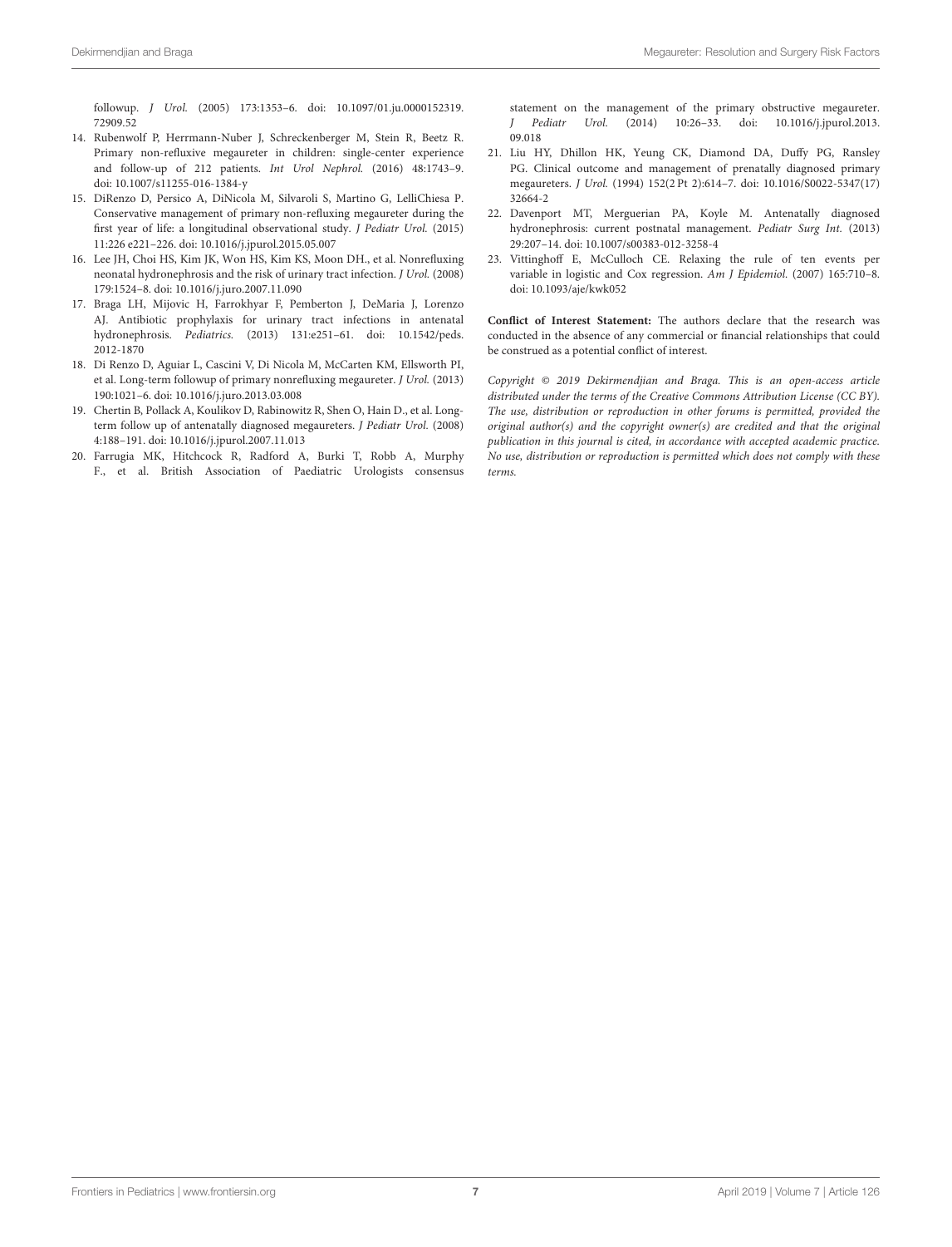followup. *J Urol.* (2005) 173:1353–6. doi: 10.1097/01.ju.0000152319.72909.52

14. Rubenwolf P, Herrmann-Nuber J, Schreckenberger M, Stein R, Beetz R. Primary non-refluxive megaureter in children: single-center experience and follow-up of 212 patients. *Int Urol Nephrol.* (2016) 48:1743–9. doi: 10.1007/s11255-016-1384-y
15. DiRenzo D, Persico A, DiNicola M, Silvaroli S, Martino G, LelliChiesa P. Conservative management of primary non-refluxing megaureter during the first year of life: a longitudinal observational study. *J Pediatr Urol.* (2015) 11:226 e221–226. doi: 10.1016/j.jpurol.2015.05.007
16. Lee JH, Choi HS, Kim JK, Won HS, Kim KS, Moon DH., et al. Nonrefluxing neonatal hydronephrosis and the risk of urinary tract infection. *J Urol.* (2008) 179:1524–8. doi: 10.1016/j.juro.2007.11.090
17. Braga LH, Mijovic H, Farrokhyar F, Pemberton J, DeMaria J, Lorenzo AJ. Antibiotic prophylaxis for urinary tract infections in antenatal hydronephrosis. *Pediatrics.* (2013) 131:e251–61. doi: 10.1542/peds.2012-1870
18. Di Renzo D, Aguiar L, Cascini V, Di Nicola M, McCarten KM, Ellsworth PI, et al. Long-term followup of primary nonrefluxing megaureter. *J Urol.* (2013) 190:1021–6. doi: 10.1016/j.juro.2013.03.008
19. Chertin B, Pollack A, Koulikov D, Rabinowitz R, Shen O, Hain D., et al. Long-term follow up of antenatally diagnosed megaureters. *J Pediatr Urol.* (2008) 4:188–191. doi: 10.1016/j.jpurol.2007.11.013
20. Farrugia MK, Hitchcock R, Radford A, Burki T, Robb A, Murphy F., et al. British Association of Paediatric Urologists consensus statement on the management of the primary obstructive megaureter. *J Pediatr Urol.* (2014) 10:26–33. doi: 10.1016/j.jpurol.2013.09.018
21. Liu HY, Dhillon HK, Yeung CK, Diamond DA, Duffy PG, Ransley PG. Clinical outcome and management of prenatally diagnosed primary megaureters. *J Urol.* (1994) 152(2 Pt 2):614–7. doi: 10.1016/S0022-5347(17)32664-2
22. Davenport MT, Merguerian PA, Koyle M. Antenatally diagnosed hydronephrosis: current postnatal management. *Pediatr Surg Int.* (2013) 29:207–14. doi: 10.1007/s00383-012-3258-4
23. Vittinghoff E, McCulloch CE. Relaxing the rule of ten events per variable in logistic and Cox regression. *Am J Epidemiol.* (2007) 165:710–8. doi: 10.1093/aje/kwk052

**Conflict of Interest Statement:** The authors declare that the research was conducted in the absence of any commercial or financial relationships that could be construed as a potential conflict of interest.

*Copyright © 2019 Dekirmendjian and Braga. This is an open-access article distributed under the terms of the Creative Commons Attribution License (CC BY). The use, distribution or reproduction in other forums is permitted, provided the original author(s) and the copyright owner(s) are credited and that the original publication in this journal is cited, in accordance with accepted academic practice. No use, distribution or reproduction is permitted which does not comply with these terms.*